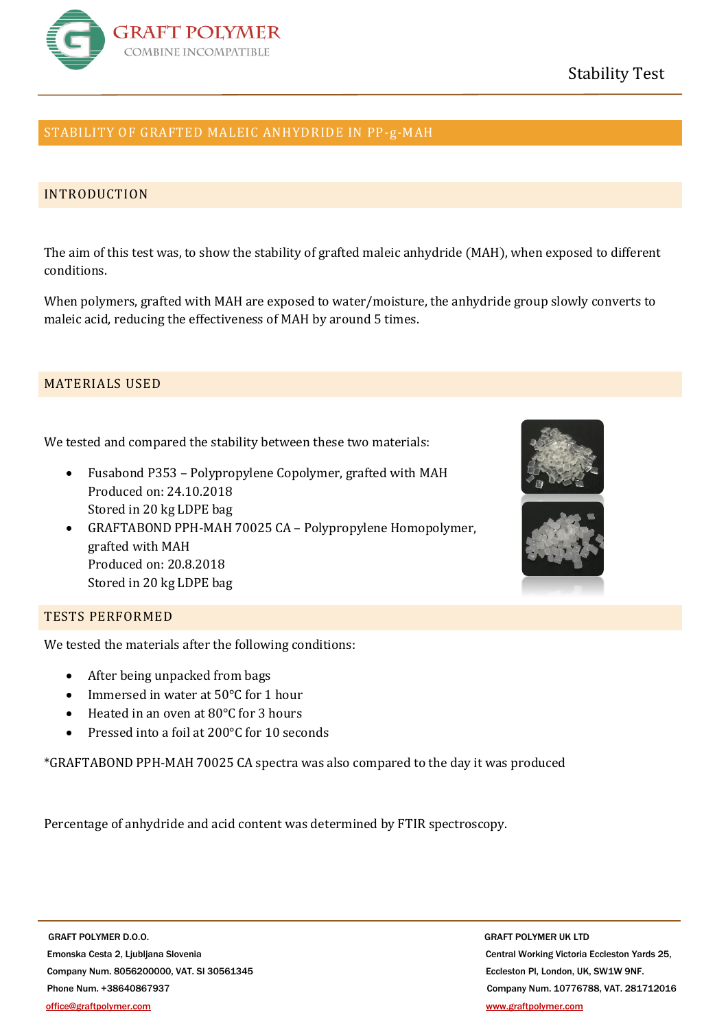# STABILITY OF GRAFTED MALEIC ANHYDRIDE IN PP-g-MAH

## INTRODUCTION

The aim of this test was, to show the stability of grafted maleic anhydride (MAH), when exposed to different conditions.

When polymers, grafted with MAH are exposed to water/moisture, the anhydride group slowly converts to maleic acid, reducing the effectiveness of MAH by around 5 times.

## MATERIALS USED

We tested and compared the stability between these two materials:

- Fusabond P353 – Polypropylene Copolymer, grafted with MAH
  Produced on: 24.10.2018
  Stored in 20 kg LDPE bag
- GRAFTABOND PPH-MAH 70025 CA – Polypropylene Homopolymer, grafted with MAH
  Produced on: 20.8.2018
  Stored in 20 kg LDPE bag

## TESTS PERFORMED

We tested the materials after the following conditions:

- After being unpacked from bags
- Immersed in water at 50°C for 1 hour
- Heated in an oven at 80°C for 3 hours
- Pressed into a foil at 200°C for 10 seconds

*GRAFTABOND PPH-MAH 70025 CA spectra was also compared to the day it was produced

Percentage of anhydride and acid content was determined by FTIR spectroscopy.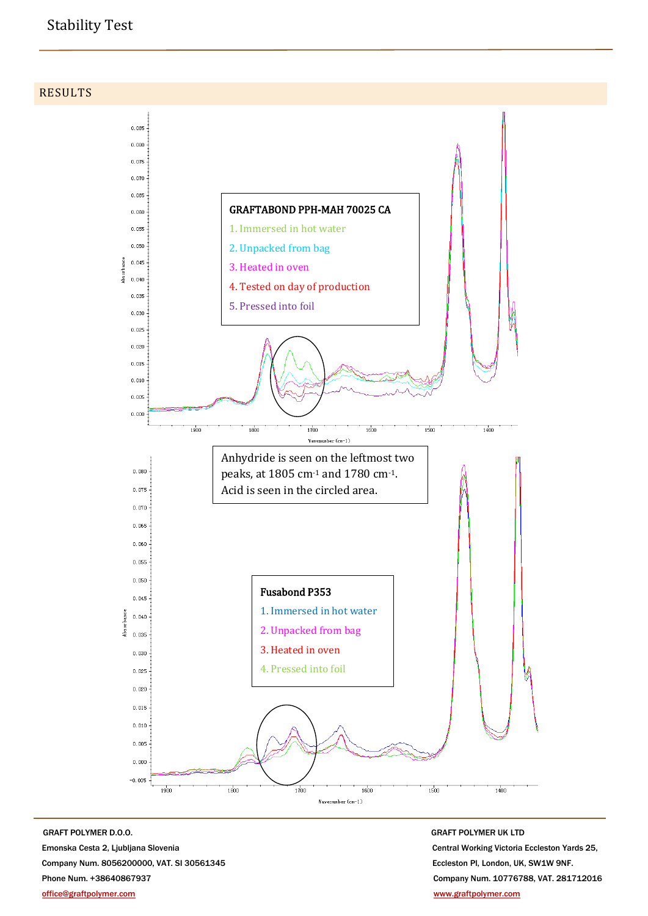## RESULTS

**GRAFTABOND PPH-MAH 70025 CA**

1. Immersed in hot water
2. Unpacked from bag
3. Heated in oven
4. Tested on day of production
5. Pressed into foil

Anhydride is seen on the leftmost two peaks, at 1805 cm$^{-1}$ and 1780 cm$^{-1}$. Acid is seen in the circled area.

**Fusabond P353**

1. Immersed in hot water
2. Unpacked from bag
3. Heated in oven
4. Pressed into foil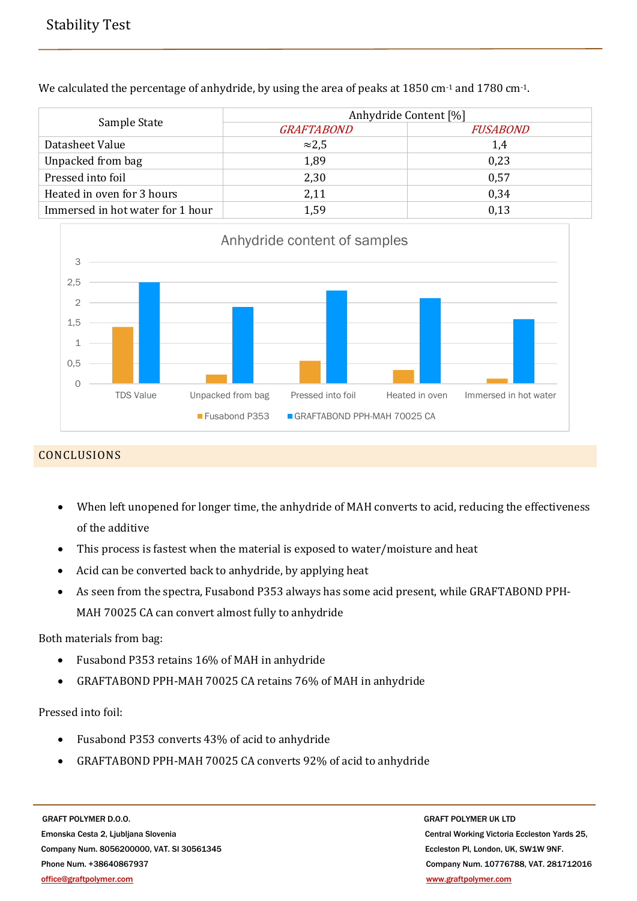# Stability Test

We calculated the percentage of anhydride, by using the area of peaks at 1850 cm$^{-1}$ and 1780 cm$^{-1}$.

| Sample State | Anhydride Content [%] | |
|---|---|---|
| | *GRAFTABOND* | *FUSABOND* |
| Datasheet Value | ≈2,5 | 1,4 |
| Unpacked from bag | 1,89 | 0,23 |
| Pressed into foil | 2,30 | 0,57 |
| Heated in oven for 3 hours | 2,11 | 0,34 |
| Immersed in hot water for 1 hour | 1,59 | 0,13 |

Anhydride content of samples

3
2,5
2
1,5
1
0,5
0

TDS Value
Unpacked from bag
Pressed into foil
Heated in oven
Immersed in hot water

Fusabond P353
GRAFTABOND PPH-MAH 70025 CA

## CONCLUSIONS

- When left unopened for longer time, the anhydride of MAH converts to acid, reducing the effectiveness of the additive
- This process is fastest when the material is exposed to water/moisture and heat
- Acid can be converted back to anhydride, by applying heat
- As seen from the spectra, Fusabond P353 always has some acid present, while GRAFTABOND PPH-MAH 70025 CA can convert almost fully to anhydride

Both materials from bag:

- Fusabond P353 retains 16% of MAH in anhydride
- GRAFTABOND PPH-MAH 70025 CA retains 76% of MAH in anhydride

Pressed into foil:

- Fusabond P353 converts 43% of acid to anhydride
- GRAFTABOND PPH-MAH 70025 CA converts 92% of acid to anhydride

**GRAFT POLYMER D.O.O.**
**Emonska Cesta 2, Ljubljana Slovenia**
**Company Num. 8056200000, VAT. SI 30561345**
**Phone Num. +38640867937**
**office@graftpolymer.com**

**GRAFT POLYMER UK LTD**
**Central Working Victoria Eccleston Yards 25,**
**Eccleston Pl, London, UK, SW1W 9NF.**
**Company Num. 10776788, VAT. 281712016**
**www.graftpolymer.com**